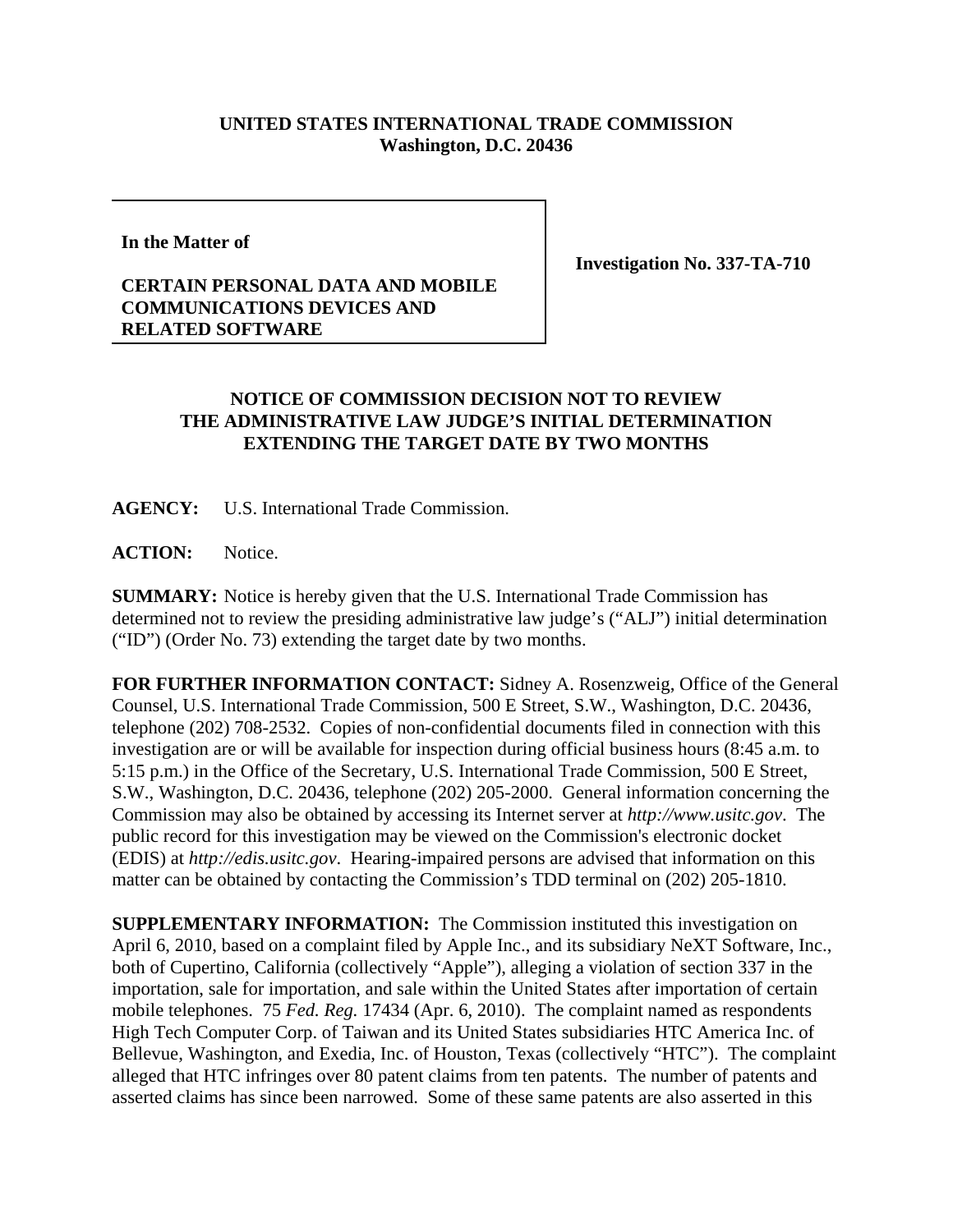**UNITED STATES INTERNATIONAL TRADE COMMISSION**
**Washington, D.C. 20436**

**In the Matter of**

**CERTAIN PERSONAL DATA AND MOBILE COMMUNICATIONS DEVICES AND RELATED SOFTWARE**

**Investigation No. 337-TA-710**

## NOTICE OF COMMISSION DECISION NOT TO REVIEW THE ADMINISTRATIVE LAW JUDGE'S INITIAL DETERMINATION EXTENDING THE TARGET DATE BY TWO MONTHS

**AGENCY:** U.S. International Trade Commission.

**ACTION:** Notice.

**SUMMARY:** Notice is hereby given that the U.S. International Trade Commission has determined not to review the presiding administrative law judge's ("ALJ") initial determination ("ID") (Order No. 73) extending the target date by two months.

**FOR FURTHER INFORMATION CONTACT:** Sidney A. Rosenzweig, Office of the General Counsel, U.S. International Trade Commission, 500 E Street, S.W., Washington, D.C. 20436, telephone (202) 708-2532. Copies of non-confidential documents filed in connection with this investigation are or will be available for inspection during official business hours (8:45 a.m. to 5:15 p.m.) in the Office of the Secretary, U.S. International Trade Commission, 500 E Street, S.W., Washington, D.C. 20436, telephone (202) 205-2000. General information concerning the Commission may also be obtained by accessing its Internet server at *http://www.usitc.gov*. The public record for this investigation may be viewed on the Commission's electronic docket (EDIS) at *http://edis.usitc.gov*. Hearing-impaired persons are advised that information on this matter can be obtained by contacting the Commission's TDD terminal on (202) 205-1810.

**SUPPLEMENTARY INFORMATION:** The Commission instituted this investigation on April 6, 2010, based on a complaint filed by Apple Inc., and its subsidiary NeXT Software, Inc., both of Cupertino, California (collectively "Apple"), alleging a violation of section 337 in the importation, sale for importation, and sale within the United States after importation of certain mobile telephones. 75 *Fed. Reg.* 17434 (Apr. 6, 2010). The complaint named as respondents High Tech Computer Corp. of Taiwan and its United States subsidiaries HTC America Inc. of Bellevue, Washington, and Exedia, Inc. of Houston, Texas (collectively "HTC"). The complaint alleged that HTC infringes over 80 patent claims from ten patents. The number of patents and asserted claims has since been narrowed. Some of these same patents are also asserted in this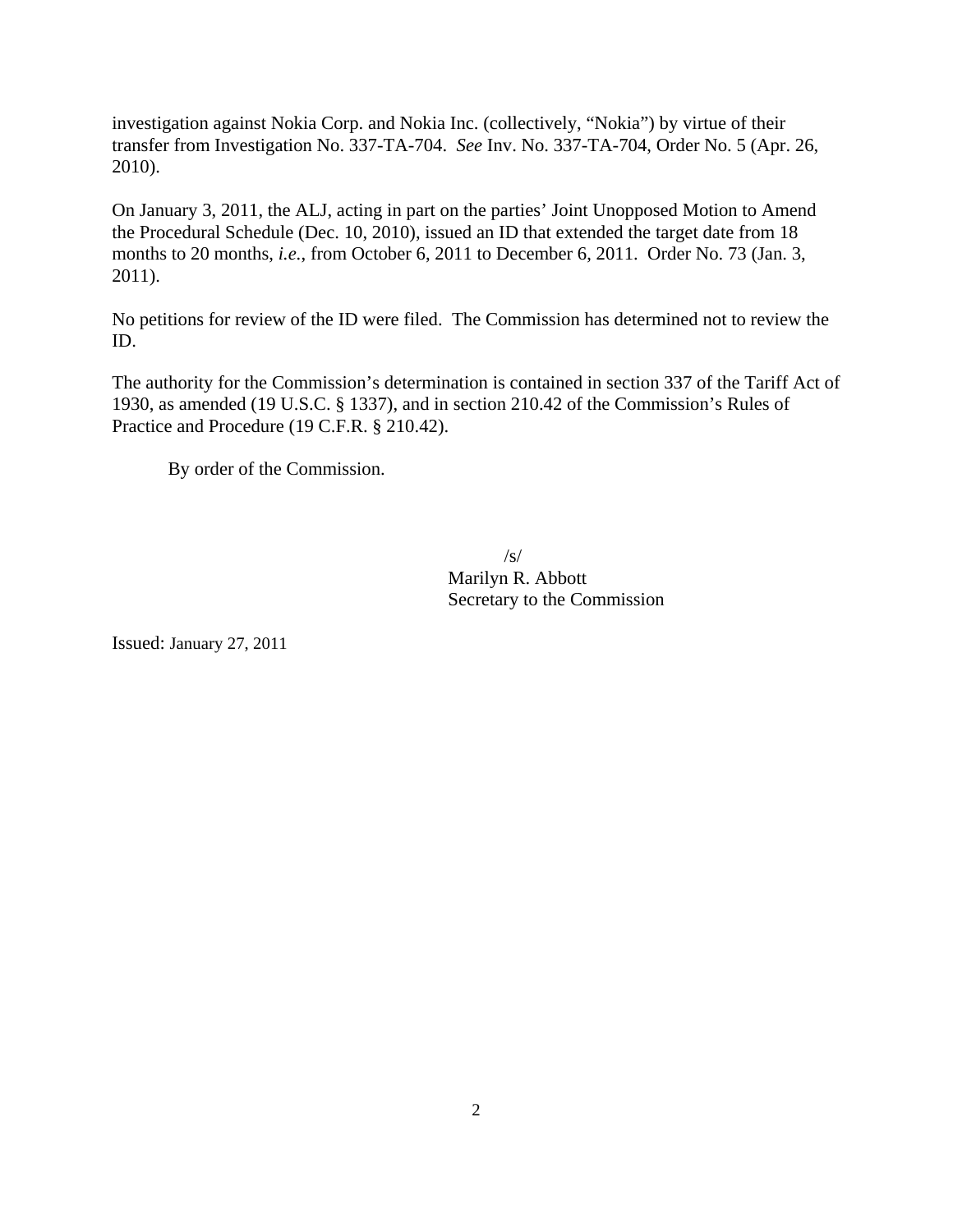investigation against Nokia Corp. and Nokia Inc. (collectively, "Nokia") by virtue of their transfer from Investigation No. 337-TA-704. *See* Inv. No. 337-TA-704, Order No. 5 (Apr. 26, 2010).

On January 3, 2011, the ALJ, acting in part on the parties' Joint Unopposed Motion to Amend the Procedural Schedule (Dec. 10, 2010), issued an ID that extended the target date from 18 months to 20 months, *i.e.*, from October 6, 2011 to December 6, 2011. Order No. 73 (Jan. 3, 2011).

No petitions for review of the ID were filed. The Commission has determined not to review the ID.

The authority for the Commission's determination is contained in section 337 of the Tariff Act of 1930, as amended (19 U.S.C. § 1337), and in section 210.42 of the Commission's Rules of Practice and Procedure (19 C.F.R. § 210.42).

By order of the Commission.

/s/
Marilyn R. Abbott
Secretary to the Commission

Issued: January 27, 2011